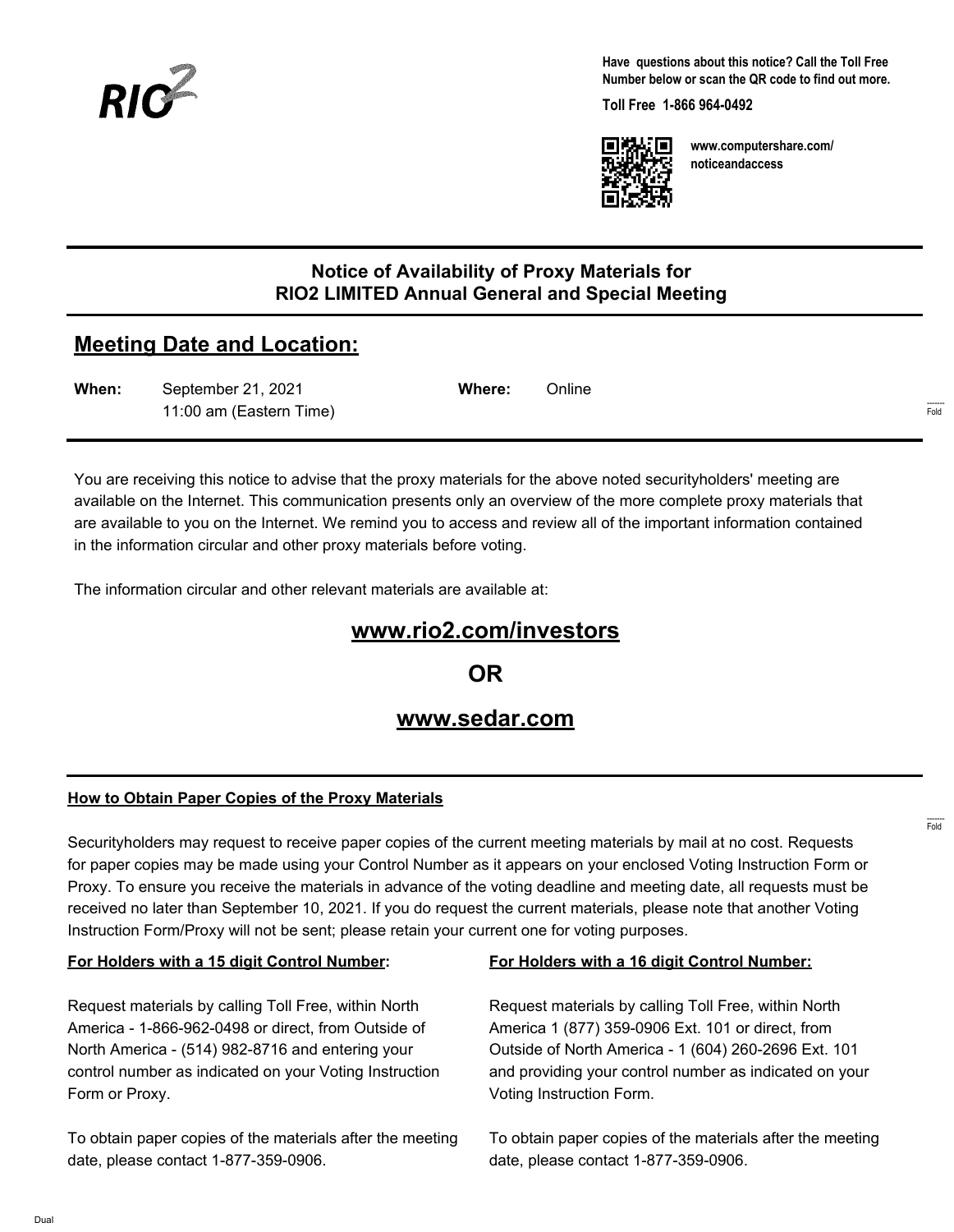RIO2

**Have questions about this notice? Call the Toll Free Number below or scan the QR code to find out more.**

**Toll Free 1-866 964-0492**

**www.computershare.com/noticeandaccess**

## Notice of Availability of Proxy Materials for RIO2 LIMITED Annual General and Special Meeting

## Meeting Date and Location:

**When:** September 21, 2021
11:00 am (Eastern Time)

**Where:** Online

You are receiving this notice to advise that the proxy materials for the above noted securityholders' meeting are available on the Internet. This communication presents only an overview of the more complete proxy materials that are available to you on the Internet. We remind you to access and review all of the important information contained in the information circular and other proxy materials before voting.

The information circular and other relevant materials are available at:

**www.rio2.com/investors**

**OR**

**www.sedar.com**

### How to Obtain Paper Copies of the Proxy Materials

Securityholders may request to receive paper copies of the current meeting materials by mail at no cost. Requests for paper copies may be made using your Control Number as it appears on your enclosed Voting Instruction Form or Proxy. To ensure you receive the materials in advance of the voting deadline and meeting date, all requests must be received no later than September 10, 2021. If you do request the current materials, please note that another Voting Instruction Form/Proxy will not be sent; please retain your current one for voting purposes.

**For Holders with a 15 digit Control Number:**

Request materials by calling Toll Free, within North America - 1-866-962-0498 or direct, from Outside of North America - (514) 982-8716 and entering your control number as indicated on your Voting Instruction Form or Proxy.

To obtain paper copies of the materials after the meeting date, please contact 1-877-359-0906.

**For Holders with a 16 digit Control Number:**

Request materials by calling Toll Free, within North America 1 (877) 359-0906 Ext. 101 or direct, from Outside of North America - 1 (604) 260-2696 Ext. 101 and providing your control number as indicated on your Voting Instruction Form.

To obtain paper copies of the materials after the meeting date, please contact 1-877-359-0906.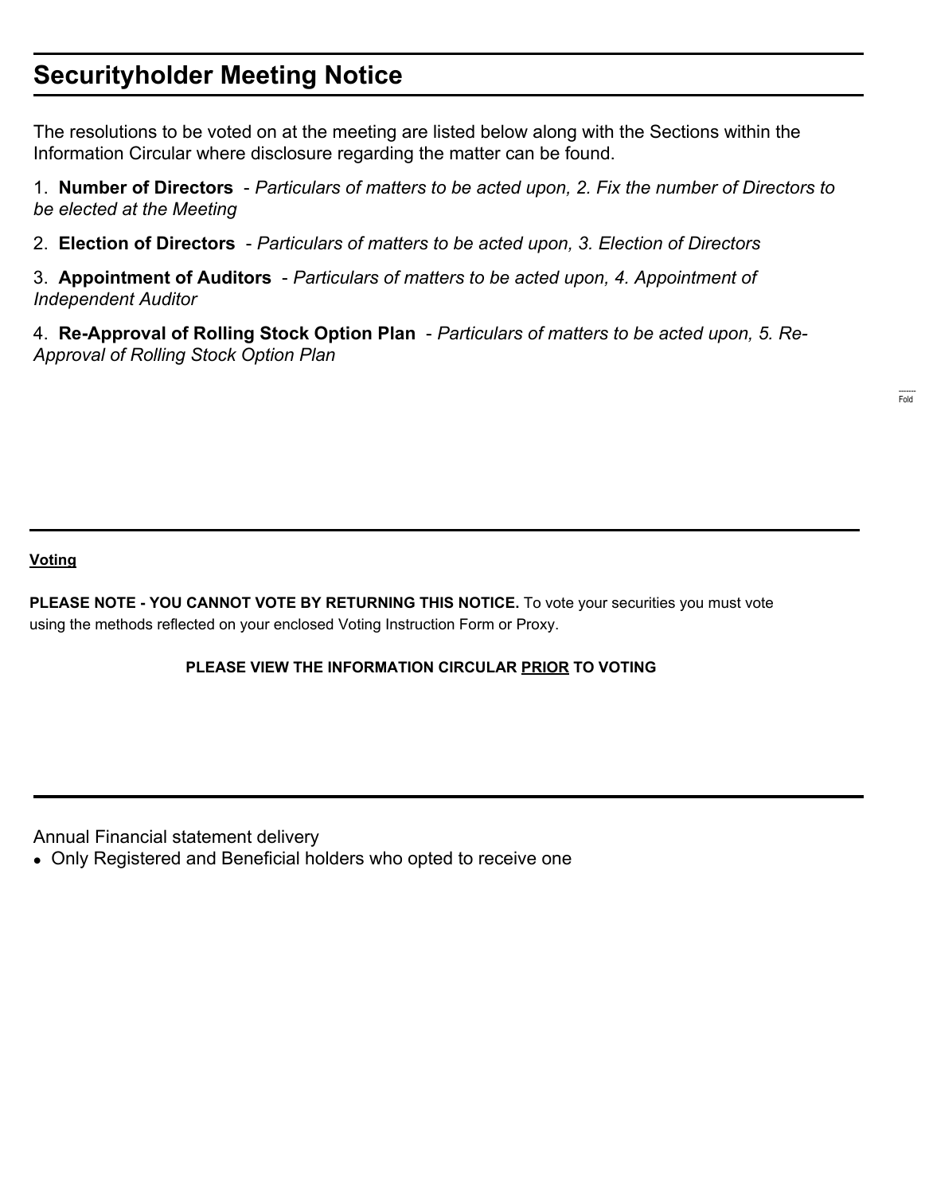# Securityholder Meeting Notice

The resolutions to be voted on at the meeting are listed below along with the Sections within the Information Circular where disclosure regarding the matter can be found.

1. **Number of Directors** - *Particulars of matters to be acted upon, 2. Fix the number of Directors to be elected at the Meeting*

2. **Election of Directors** - *Particulars of matters to be acted upon, 3. Election of Directors*

3. **Appointment of Auditors** - *Particulars of matters to be acted upon, 4. Appointment of Independent Auditor*

4. **Re-Approval of Rolling Stock Option Plan** - *Particulars of matters to be acted upon, 5. Re-Approval of Rolling Stock Option Plan*

Fold

---

**Voting**

**PLEASE NOTE - YOU CANNOT VOTE BY RETURNING THIS NOTICE.** To vote your securities you must vote using the methods reflected on your enclosed Voting Instruction Form or Proxy.

**PLEASE VIEW THE INFORMATION CIRCULAR PRIOR TO VOTING**

---

Annual Financial statement delivery

- Only Registered and Beneficial holders who opted to receive one